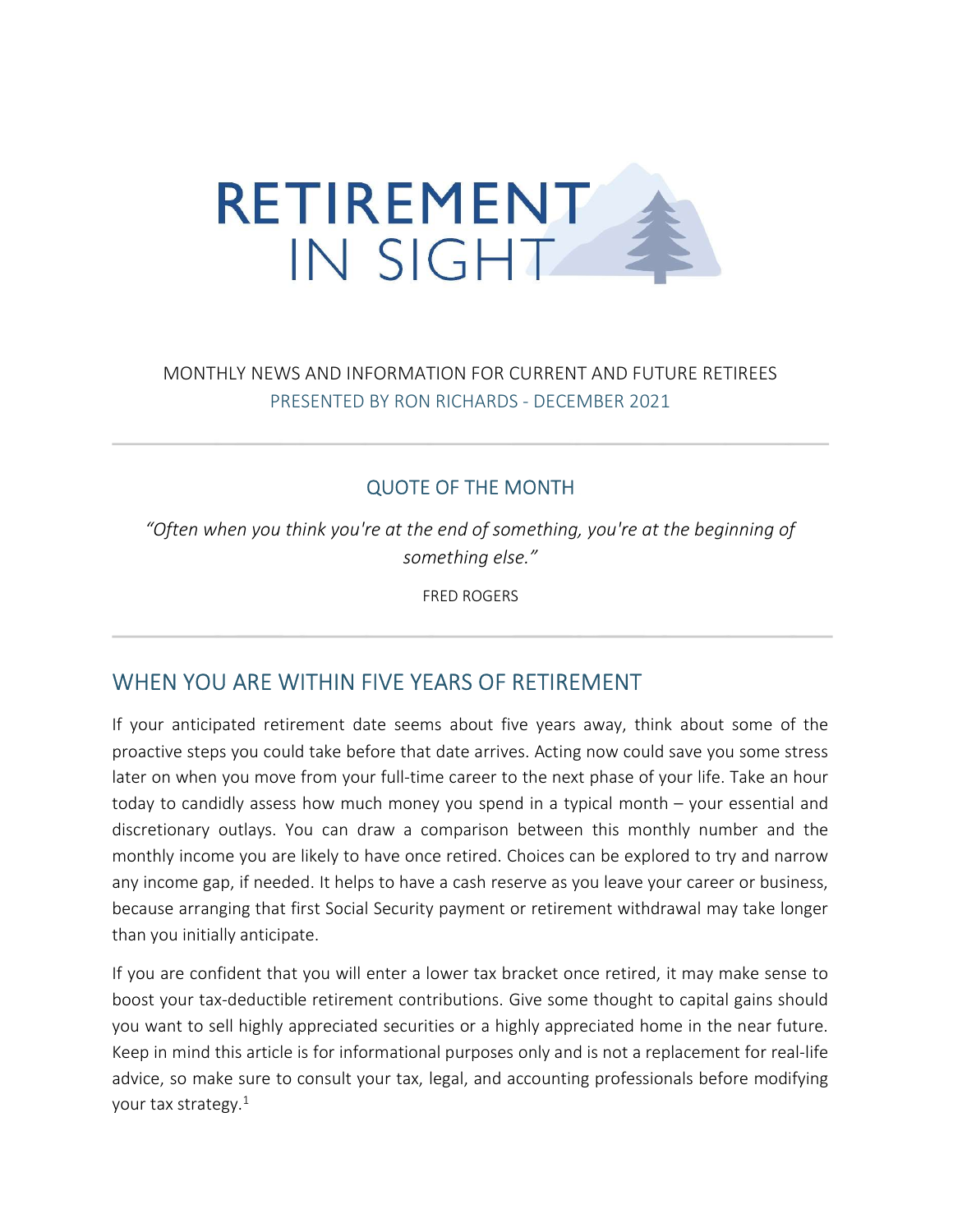# RETIREMENT IN SIGHT

MONTHLY NEWS AND INFORMATION FOR CURRENT AND FUTURE RETIREES

PRESENTED BY RON RICHARDS - DECEMBER 2021

---

## QUOTE OF THE MONTH

*"Often when you think you're at the end of something, you're at the beginning of something else."*

FRED ROGERS

---

## WHEN YOU ARE WITHIN FIVE YEARS OF RETIREMENT

If your anticipated retirement date seems about five years away, think about some of the proactive steps you could take before that date arrives. Acting now could save you some stress later on when you move from your full-time career to the next phase of your life. Take an hour today to candidly assess how much money you spend in a typical month – your essential and discretionary outlays. You can draw a comparison between this monthly number and the monthly income you are likely to have once retired. Choices can be explored to try and narrow any income gap, if needed. It helps to have a cash reserve as you leave your career or business, because arranging that first Social Security payment or retirement withdrawal may take longer than you initially anticipate.

If you are confident that you will enter a lower tax bracket once retired, it may make sense to boost your tax-deductible retirement contributions. Give some thought to capital gains should you want to sell highly appreciated securities or a highly appreciated home in the near future. Keep in mind this article is for informational purposes only and is not a replacement for real-life advice, so make sure to consult your tax, legal, and accounting professionals before modifying your tax strategy.[1]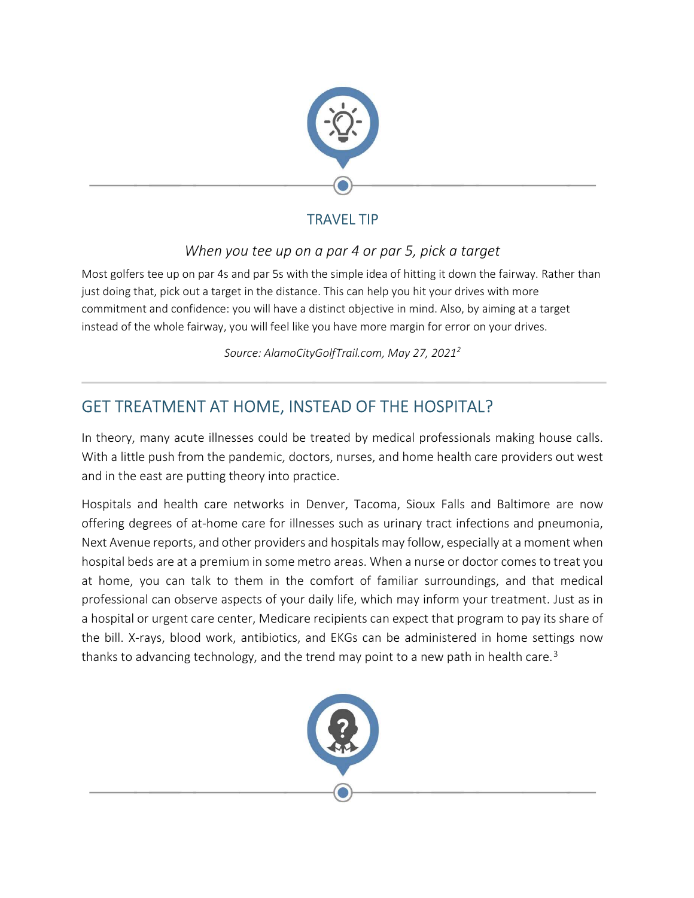## TRAVEL TIP

*When you tee up on a par 4 or par 5, pick a target*

Most golfers tee up on par 4s and par 5s with the simple idea of hitting it down the fairway. Rather than just doing that, pick out a target in the distance. This can help you hit your drives with more commitment and confidence: you will have a distinct objective in mind. Also, by aiming at a target instead of the whole fairway, you will feel like you have more margin for error on your drives.

*Source: AlamoCityGolfTrail.com, May 27, 2021*[2]

## GET TREATMENT AT HOME, INSTEAD OF THE HOSPITAL?

In theory, many acute illnesses could be treated by medical professionals making house calls. With a little push from the pandemic, doctors, nurses, and home health care providers out west and in the east are putting theory into practice.

Hospitals and health care networks in Denver, Tacoma, Sioux Falls and Baltimore are now offering degrees of at-home care for illnesses such as urinary tract infections and pneumonia, Next Avenue reports, and other providers and hospitals may follow, especially at a moment when hospital beds are at a premium in some metro areas. When a nurse or doctor comes to treat you at home, you can talk to them in the comfort of familiar surroundings, and that medical professional can observe aspects of your daily life, which may inform your treatment. Just as in a hospital or urgent care center, Medicare recipients can expect that program to pay its share of the bill. X-rays, blood work, antibiotics, and EKGs can be administered in home settings now thanks to advancing technology, and the trend may point to a new path in health care.[3]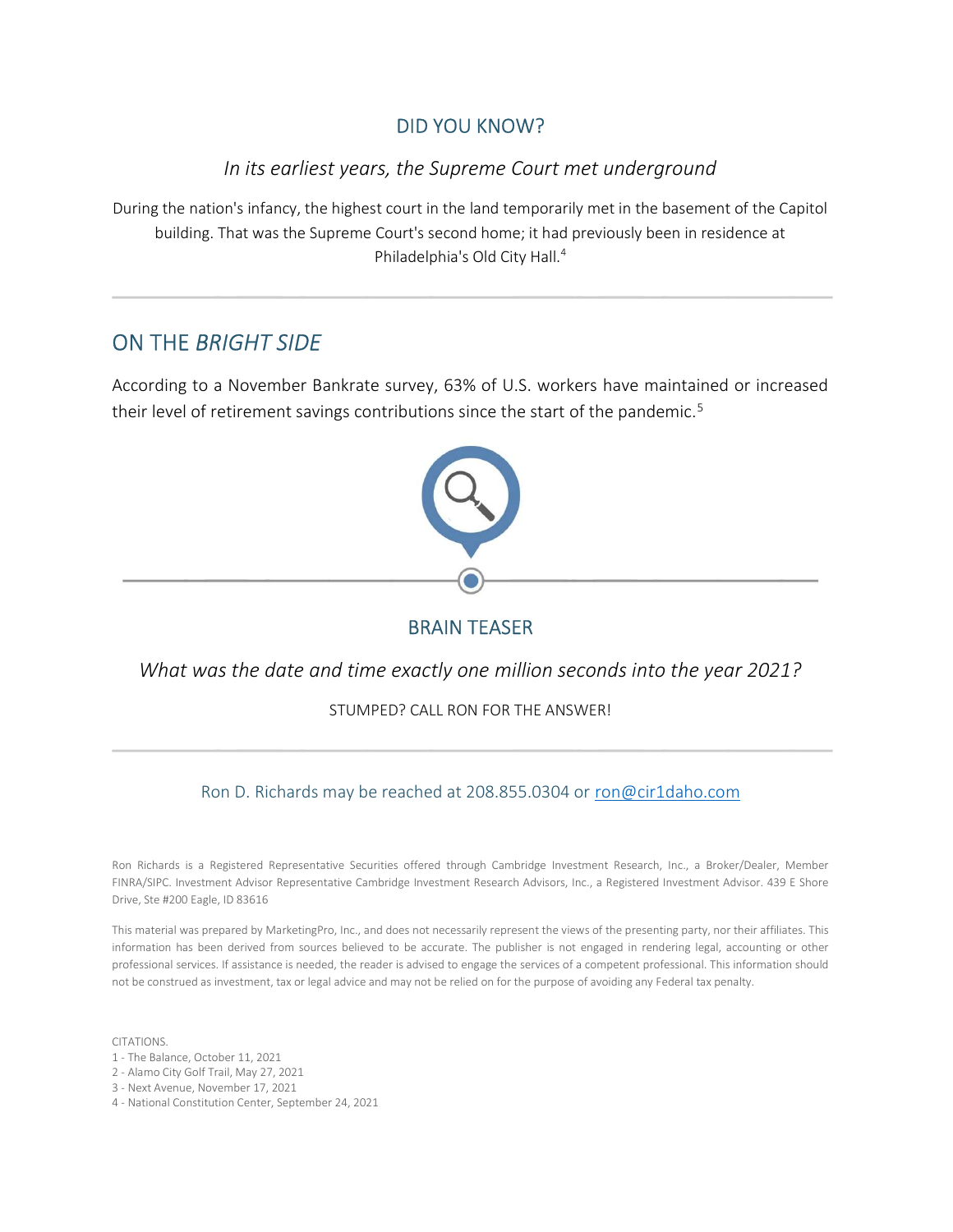## DID YOU KNOW?

*In its earliest years, the Supreme Court met underground*

During the nation's infancy, the highest court in the land temporarily met in the basement of the Capitol building. That was the Supreme Court's second home; it had previously been in residence at Philadelphia's Old City Hall.[4]

## ON THE *BRIGHT SIDE*

According to a November Bankrate survey, 63% of U.S. workers have maintained or increased their level of retirement savings contributions since the start of the pandemic.[5]

## BRAIN TEASER

*What was the date and time exactly one million seconds into the year 2021?*

STUMPED? CALL RON FOR THE ANSWER!

Ron D. Richards may be reached at 208.855.0304 or [ron@cir1daho.com](mailto:ron@cir1daho.com)

Ron Richards is a Registered Representative Securities offered through Cambridge Investment Research, Inc., a Broker/Dealer, Member FINRA/SIPC. Investment Advisor Representative Cambridge Investment Research Advisors, Inc., a Registered Investment Advisor. 439 E Shore Drive, Ste #200 Eagle, ID 83616

This material was prepared by MarketingPro, Inc., and does not necessarily represent the views of the presenting party, nor their affiliates. This information has been derived from sources believed to be accurate. The publisher is not engaged in rendering legal, accounting or other professional services. If assistance is needed, the reader is advised to engage the services of a competent professional. This information should not be construed as investment, tax or legal advice and may not be relied on for the purpose of avoiding any Federal tax penalty.

CITATIONS.
1 - The Balance, October 11, 2021
2 - Alamo City Golf Trail, May 27, 2021
3 - Next Avenue, November 17, 2021
4 - National Constitution Center, September 24, 2021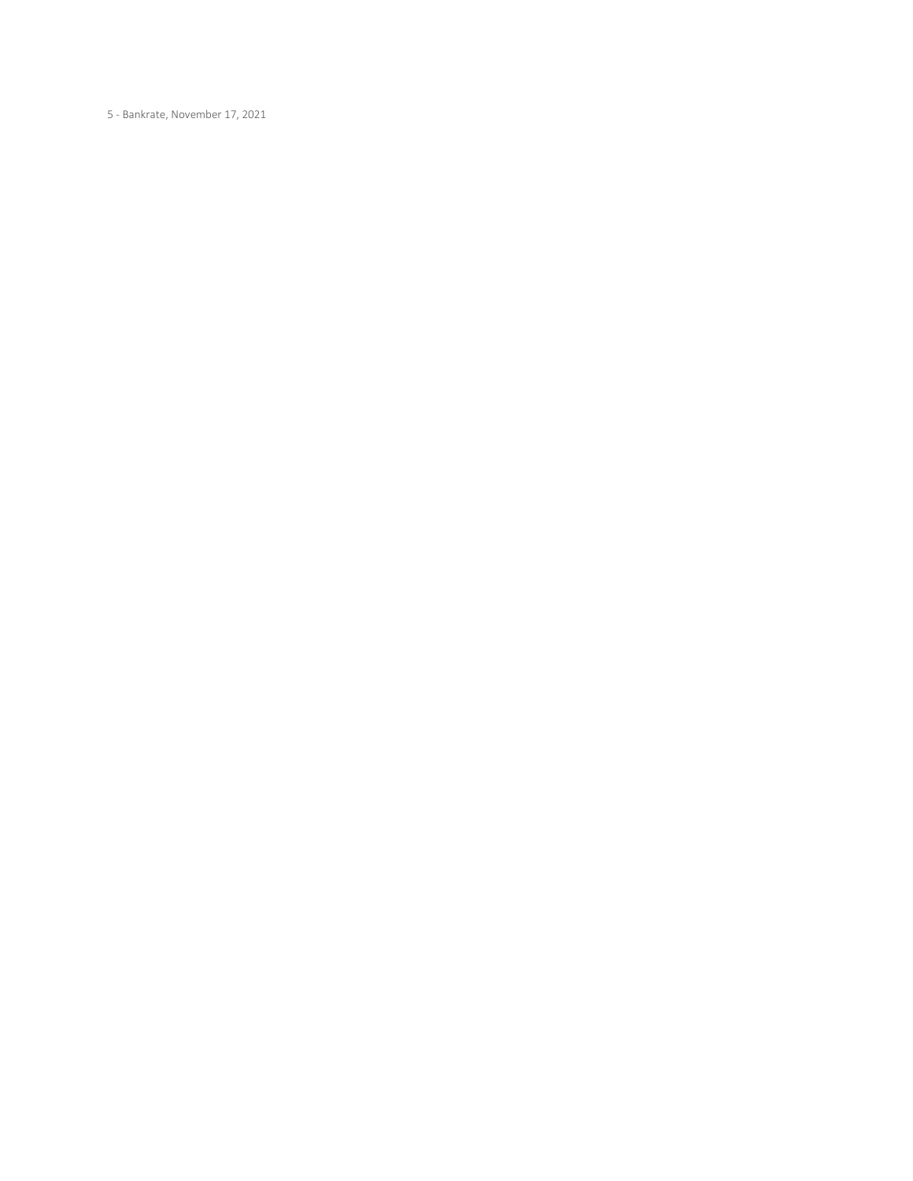5 - Bankrate, November 17, 2021